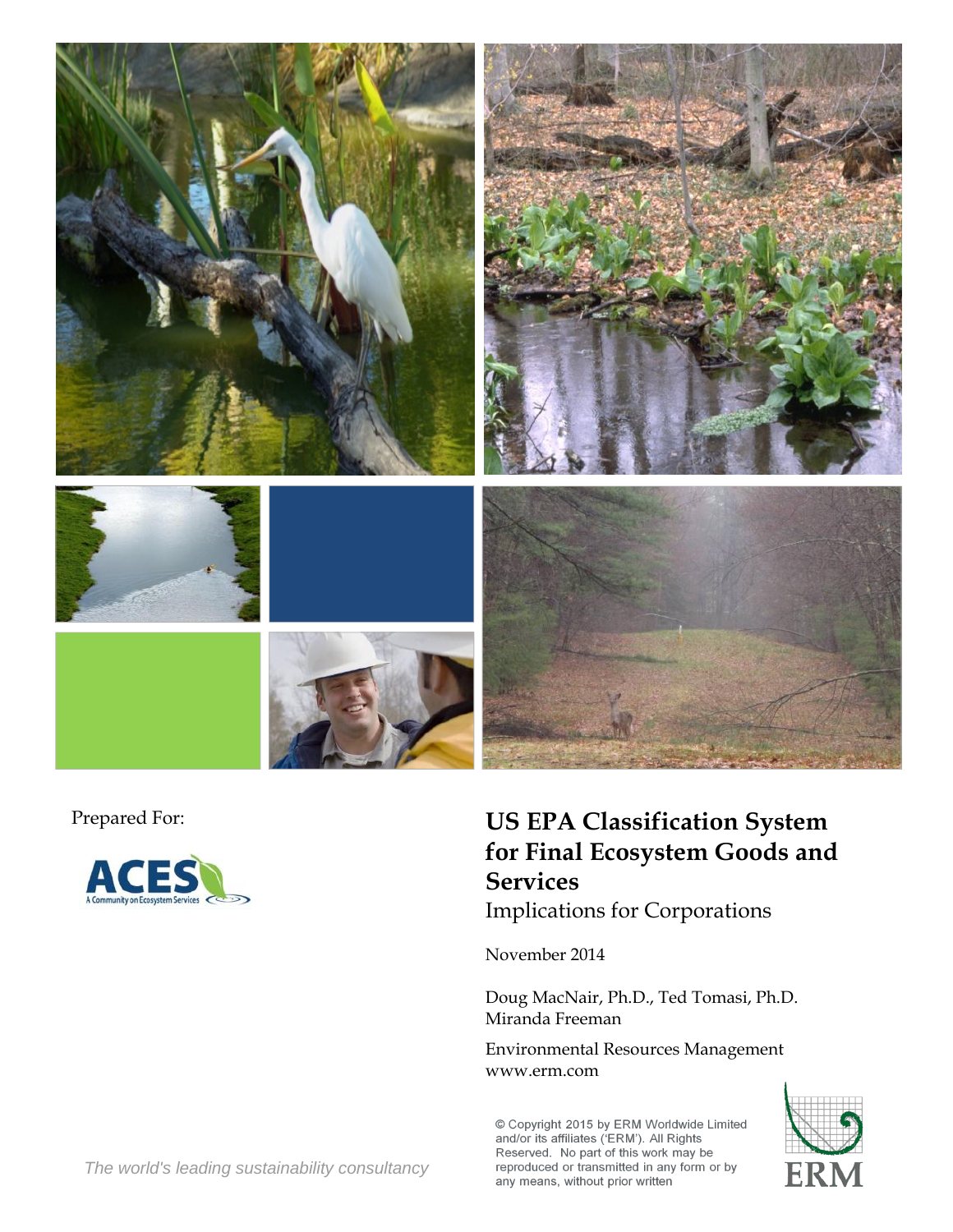Prepared For:

ACES
A Community on Ecosystem Services

# US EPA Classification System for Final Ecosystem Goods and Services

## Implications for Corporations

November 2014

Doug MacNair, Ph.D., Ted Tomasi, Ph.D.
Miranda Freeman

Environmental Resources Management
www.erm.com

*The world's leading sustainability consultancy*

© Copyright 2015 by ERM Worldwide Limited and/or its affiliates ('ERM'). All Rights Reserved. No part of this work may be reproduced or transmitted in any form or by any means, without prior written

ERM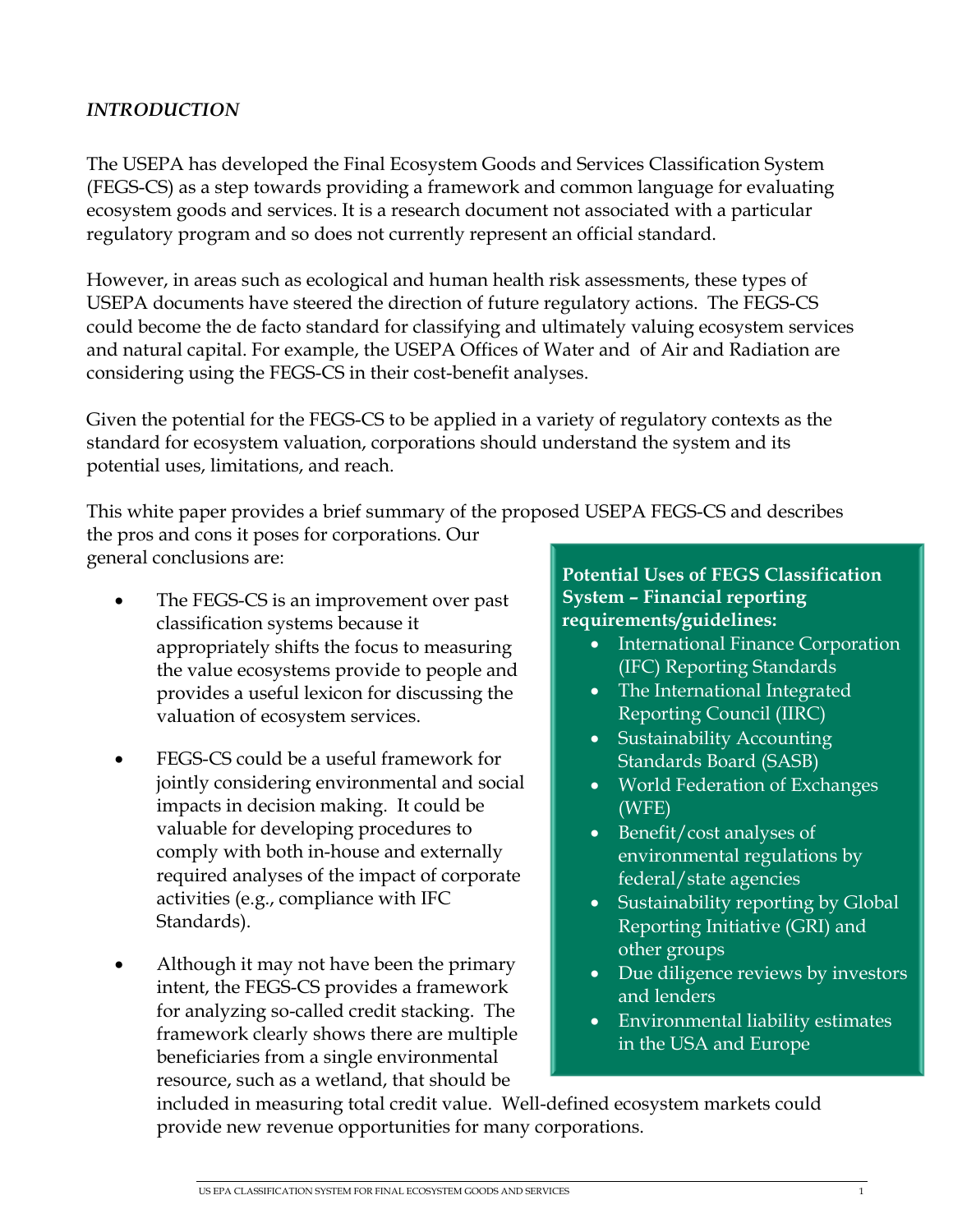*INTRODUCTION*

The USEPA has developed the Final Ecosystem Goods and Services Classification System (FEGS-CS) as a step towards providing a framework and common language for evaluating ecosystem goods and services. It is a research document not associated with a particular regulatory program and so does not currently represent an official standard.

However, in areas such as ecological and human health risk assessments, these types of USEPA documents have steered the direction of future regulatory actions. The FEGS-CS could become the de facto standard for classifying and ultimately valuing ecosystem services and natural capital. For example, the USEPA Offices of Water and of Air and Radiation are considering using the FEGS-CS in their cost-benefit analyses.

Given the potential for the FEGS-CS to be applied in a variety of regulatory contexts as the standard for ecosystem valuation, corporations should understand the system and its potential uses, limitations, and reach.

This white paper provides a brief summary of the proposed USEPA FEGS-CS and describes the pros and cons it poses for corporations. Our general conclusions are:

- The FEGS-CS is an improvement over past classification systems because it appropriately shifts the focus to measuring the value ecosystems provide to people and provides a useful lexicon for discussing the valuation of ecosystem services.

- FEGS-CS could be a useful framework for jointly considering environmental and social impacts in decision making. It could be valuable for developing procedures to comply with both in-house and externally required analyses of the impact of corporate activities (e.g., compliance with IFC Standards).

- Although it may not have been the primary intent, the FEGS-CS provides a framework for analyzing so-called credit stacking. The framework clearly shows there are multiple beneficiaries from a single environmental resource, such as a wetland, that should be included in measuring total credit value. Well-defined ecosystem markets could provide new revenue opportunities for many corporations.

**Potential Uses of FEGS Classification System – Financial reporting requirements/guidelines:**

- International Finance Corporation (IFC) Reporting Standards
- The International Integrated Reporting Council (IIRC)
- Sustainability Accounting Standards Board (SASB)
- World Federation of Exchanges (WFE)
- Benefit/cost analyses of environmental regulations by federal/state agencies
- Sustainability reporting by Global Reporting Initiative (GRI) and other groups
- Due diligence reviews by investors and lenders
- Environmental liability estimates in the USA and Europe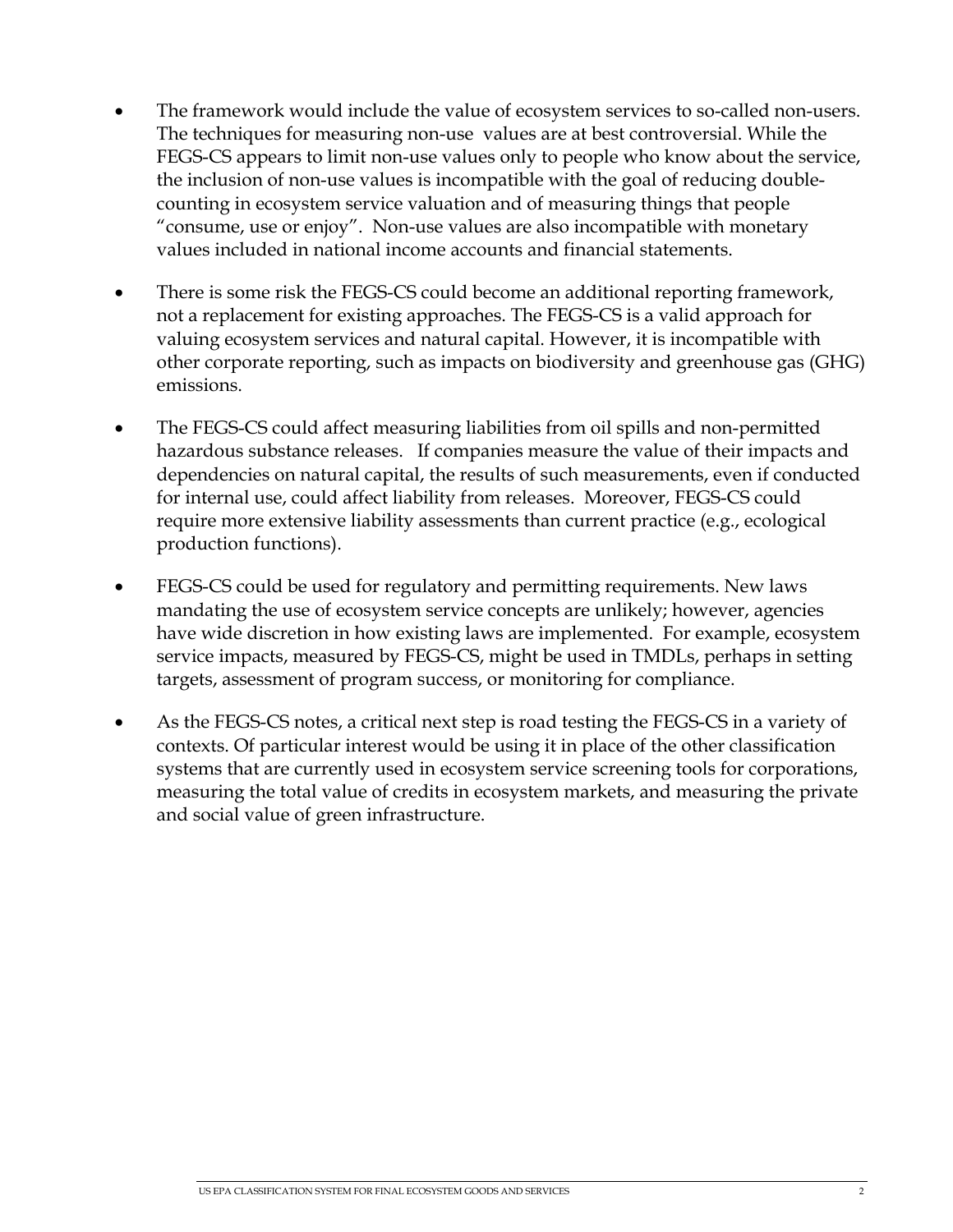- The framework would include the value of ecosystem services to so-called non-users. The techniques for measuring non-use values are at best controversial. While the FEGS-CS appears to limit non-use values only to people who know about the service, the inclusion of non-use values is incompatible with the goal of reducing double-counting in ecosystem service valuation and of measuring things that people "consume, use or enjoy". Non-use values are also incompatible with monetary values included in national income accounts and financial statements.

- There is some risk the FEGS-CS could become an additional reporting framework, not a replacement for existing approaches. The FEGS-CS is a valid approach for valuing ecosystem services and natural capital. However, it is incompatible with other corporate reporting, such as impacts on biodiversity and greenhouse gas (GHG) emissions.

- The FEGS-CS could affect measuring liabilities from oil spills and non-permitted hazardous substance releases. If companies measure the value of their impacts and dependencies on natural capital, the results of such measurements, even if conducted for internal use, could affect liability from releases. Moreover, FEGS-CS could require more extensive liability assessments than current practice (e.g., ecological production functions).

- FEGS-CS could be used for regulatory and permitting requirements. New laws mandating the use of ecosystem service concepts are unlikely; however, agencies have wide discretion in how existing laws are implemented. For example, ecosystem service impacts, measured by FEGS-CS, might be used in TMDLs, perhaps in setting targets, assessment of program success, or monitoring for compliance.

- As the FEGS-CS notes, a critical next step is road testing the FEGS-CS in a variety of contexts. Of particular interest would be using it in place of the other classification systems that are currently used in ecosystem service screening tools for corporations, measuring the total value of credits in ecosystem markets, and measuring the private and social value of green infrastructure.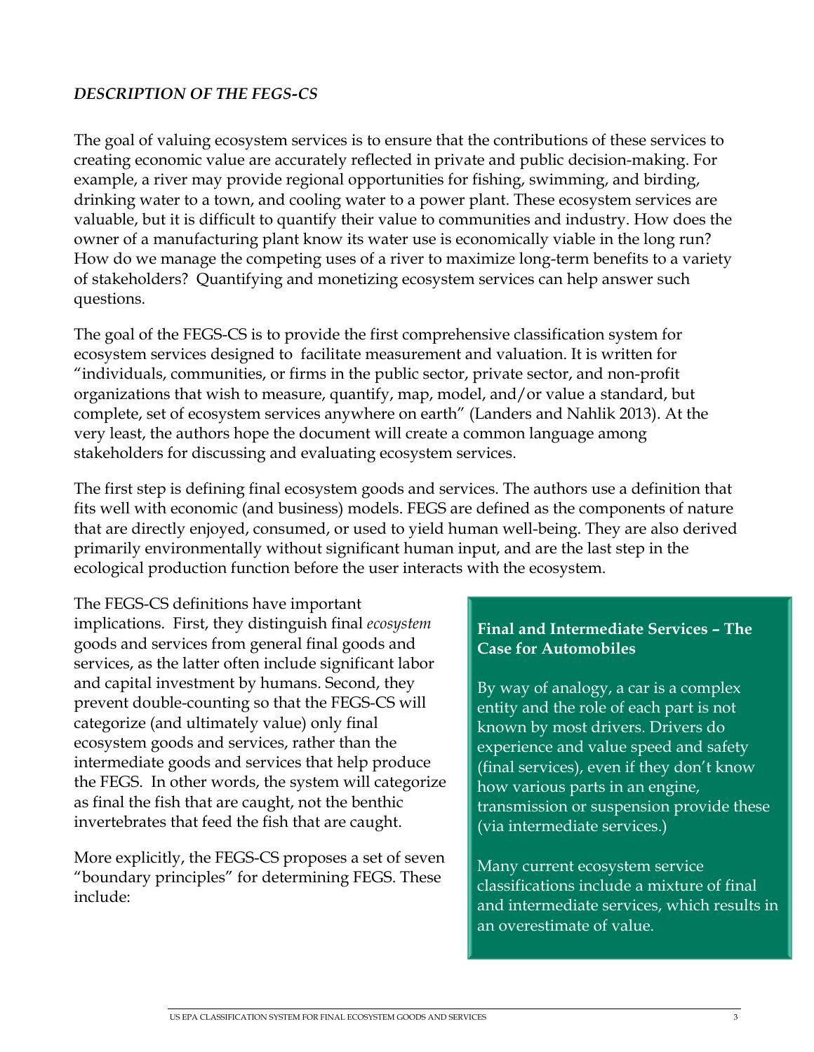### *DESCRIPTION OF THE FEGS-CS*

The goal of valuing ecosystem services is to ensure that the contributions of these services to creating economic value are accurately reflected in private and public decision-making. For example, a river may provide regional opportunities for fishing, swimming, and birding, drinking water to a town, and cooling water to a power plant. These ecosystem services are valuable, but it is difficult to quantify their value to communities and industry. How does the owner of a manufacturing plant know its water use is economically viable in the long run? How do we manage the competing uses of a river to maximize long-term benefits to a variety of stakeholders? Quantifying and monetizing ecosystem services can help answer such questions.

The goal of the FEGS-CS is to provide the first comprehensive classification system for ecosystem services designed to facilitate measurement and valuation. It is written for "individuals, communities, or firms in the public sector, private sector, and non-profit organizations that wish to measure, quantify, map, model, and/or value a standard, but complete, set of ecosystem services anywhere on earth" (Landers and Nahlik 2013). At the very least, the authors hope the document will create a common language among stakeholders for discussing and evaluating ecosystem services.

The first step is defining final ecosystem goods and services. The authors use a definition that fits well with economic (and business) models. FEGS are defined as the components of nature that are directly enjoyed, consumed, or used to yield human well-being. They are also derived primarily environmentally without significant human input, and are the last step in the ecological production function before the user interacts with the ecosystem.

The FEGS-CS definitions have important implications. First, they distinguish final *ecosystem* goods and services from general final goods and services, as the latter often include significant labor and capital investment by humans. Second, they prevent double-counting so that the FEGS-CS will categorize (and ultimately value) only final ecosystem goods and services, rather than the intermediate goods and services that help produce the FEGS. In other words, the system will categorize as final the fish that are caught, not the benthic invertebrates that feed the fish that are caught.

More explicitly, the FEGS-CS proposes a set of seven "boundary principles" for determining FEGS. These include:

**Final and Intermediate Services – The Case for Automobiles**

By way of analogy, a car is a complex entity and the role of each part is not known by most drivers. Drivers do experience and value speed and safety (final services), even if they don't know how various parts in an engine, transmission or suspension provide these (via intermediate services.)

Many current ecosystem service classifications include a mixture of final and intermediate services, which results in an overestimate of value.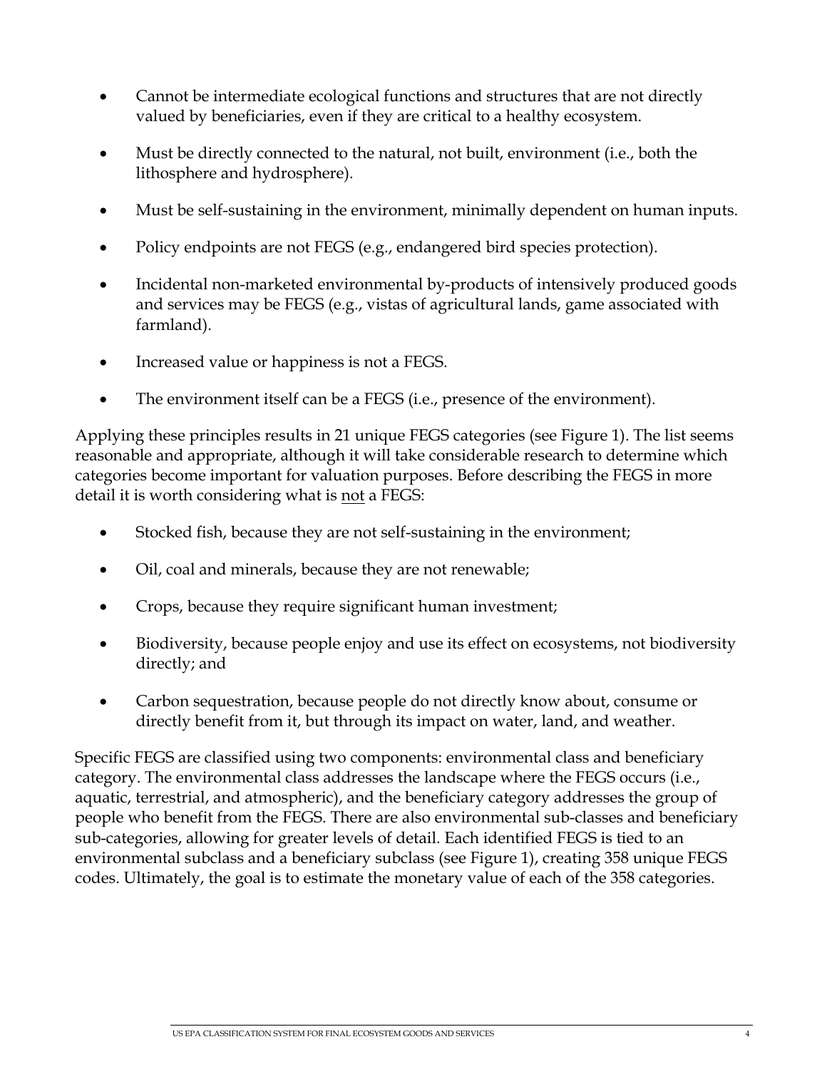- Cannot be intermediate ecological functions and structures that are not directly valued by beneficiaries, even if they are critical to a healthy ecosystem.
- Must be directly connected to the natural, not built, environment (i.e., both the lithosphere and hydrosphere).
- Must be self-sustaining in the environment, minimally dependent on human inputs.
- Policy endpoints are not FEGS (e.g., endangered bird species protection).
- Incidental non-marketed environmental by-products of intensively produced goods and services may be FEGS (e.g., vistas of agricultural lands, game associated with farmland).
- Increased value or happiness is not a FEGS.
- The environment itself can be a FEGS (i.e., presence of the environment).

Applying these principles results in 21 unique FEGS categories (see Figure 1). The list seems reasonable and appropriate, although it will take considerable research to determine which categories become important for valuation purposes. Before describing the FEGS in more detail it is worth considering what is <u>not</u> a FEGS:

- Stocked fish, because they are not self-sustaining in the environment;
- Oil, coal and minerals, because they are not renewable;
- Crops, because they require significant human investment;
- Biodiversity, because people enjoy and use its effect on ecosystems, not biodiversity directly; and
- Carbon sequestration, because people do not directly know about, consume or directly benefit from it, but through its impact on water, land, and weather.

Specific FEGS are classified using two components: environmental class and beneficiary category. The environmental class addresses the landscape where the FEGS occurs (i.e., aquatic, terrestrial, and atmospheric), and the beneficiary category addresses the group of people who benefit from the FEGS. There are also environmental sub-classes and beneficiary sub-categories, allowing for greater levels of detail. Each identified FEGS is tied to an environmental subclass and a beneficiary subclass (see Figure 1), creating 358 unique FEGS codes. Ultimately, the goal is to estimate the monetary value of each of the 358 categories.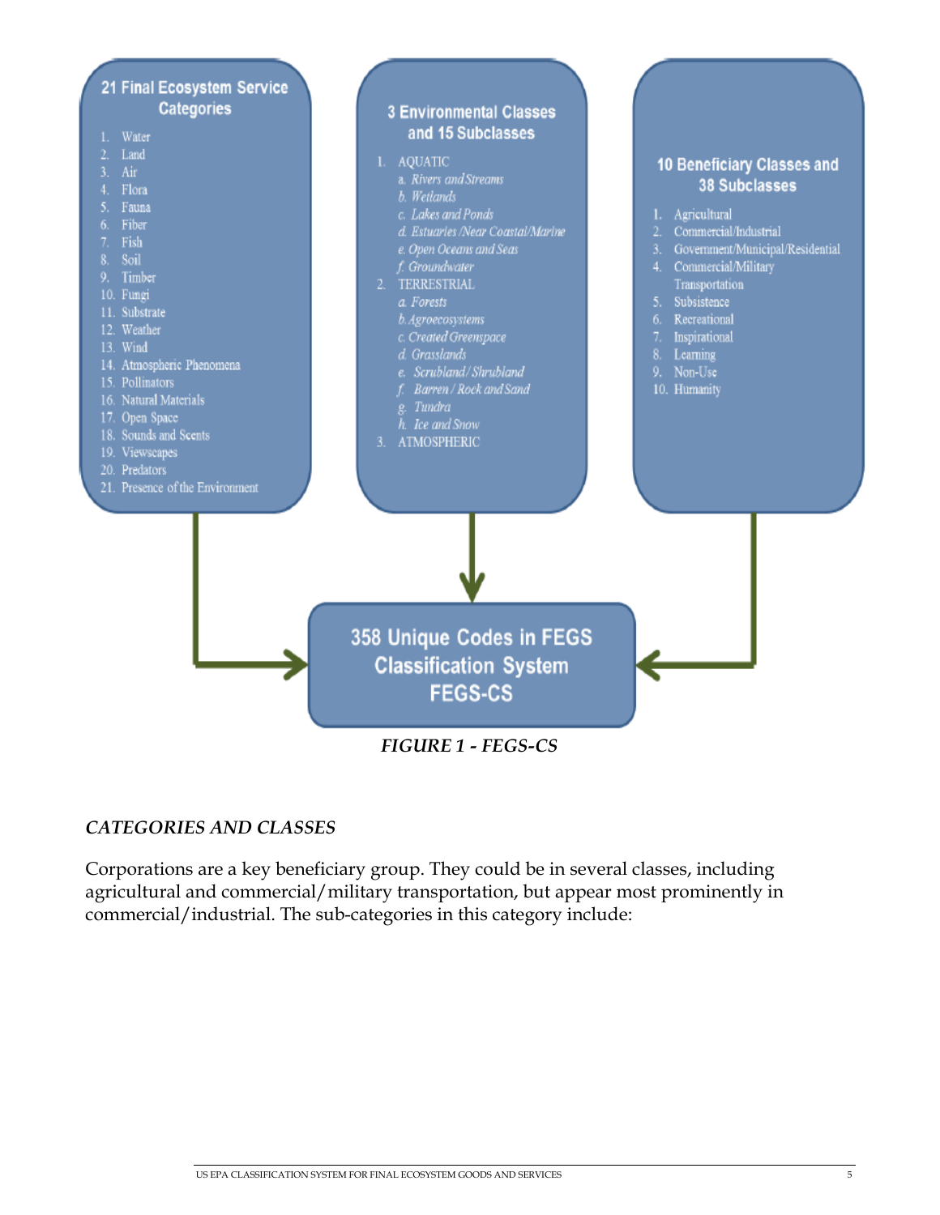**21 Final Ecosystem Service Categories**

1. Water
2. Land
3. Air
4. Flora
5. Fauna
6. Fiber
7. Fish
8. Soil
9. Timber
10. Fungi
11. Substrate
12. Weather
13. Wind
14. Atmospheric Phenomena
15. Pollinators
16. Natural Materials
17. Open Space
18. Sounds and Scents
19. Viewscapes
20. Predators
21. Presence of the Environment

**3 Environmental Classes and 15 Subclasses**

1. AQUATIC
   - a. *Rivers and Streams*
   - b. *Wetlands*
   - c. *Lakes and Ponds*
   - d. *Estuaries/Near Coastal/Marine*
   - e. *Open Oceans and Seas*
   - f. *Groundwater*
2. TERRESTRIAL
   - a. *Forests*
   - b. *Agroecosystems*
   - c. *Created Greenspace*
   - d. *Grasslands*
   - e. *Scrubland/Shrubland*
   - f. *Barren / Rock and Sand*
   - g. *Tundra*
   - h. *Ice and Snow*
3. ATMOSPHERIC

**10 Beneficiary Classes and 38 Subclasses**

1. Agricultural
2. Commercial/Industrial
3. Government/Municipal/Residential
4. Commercial/Military Transportation
5. Subsistence
6. Recreational
7. Inspirational
8. Learning
9. Non-Use
10. Humanity

**358 Unique Codes in FEGS Classification System FEGS-CS**

*FIGURE 1 - FEGS-CS*

## *CATEGORIES AND CLASSES*

Corporations are a key beneficiary group. They could be in several classes, including agricultural and commercial/military transportation, but appear most prominently in commercial/industrial. The sub-categories in this category include: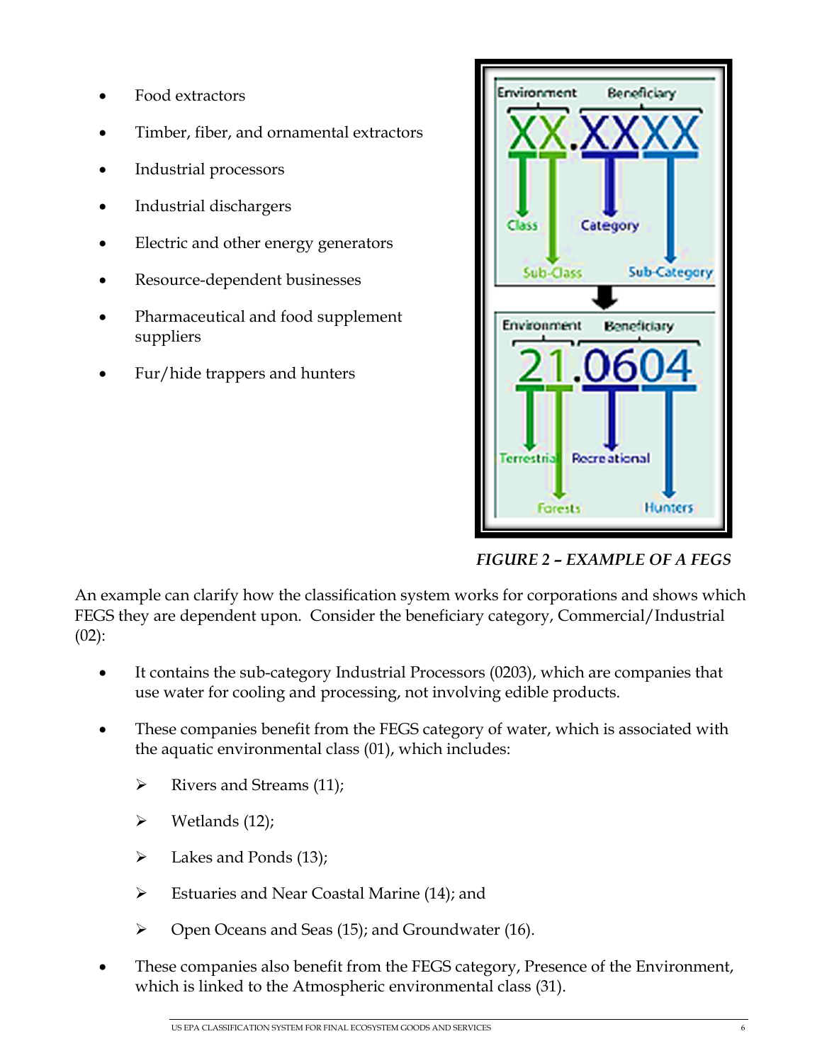- Food extractors
- Timber, fiber, and ornamental extractors
- Industrial processors
- Industrial dischargers
- Electric and other energy generators
- Resource-dependent businesses
- Pharmaceutical and food supplement suppliers
- Fur/hide trappers and hunters

*FIGURE 2 – EXAMPLE OF A FEGS*

An example can clarify how the classification system works for corporations and shows which FEGS they are dependent upon. Consider the beneficiary category, Commercial/Industrial (02):

- It contains the sub-category Industrial Processors (0203), which are companies that use water for cooling and processing, not involving edible products.
- These companies benefit from the FEGS category of water, which is associated with the aquatic environmental class (01), which includes:
  - Rivers and Streams (11);
  - Wetlands (12);
  - Lakes and Ponds (13);
  - Estuaries and Near Coastal Marine (14); and
  - Open Oceans and Seas (15); and Groundwater (16).
- These companies also benefit from the FEGS category, Presence of the Environment, which is linked to the Atmospheric environmental class (31).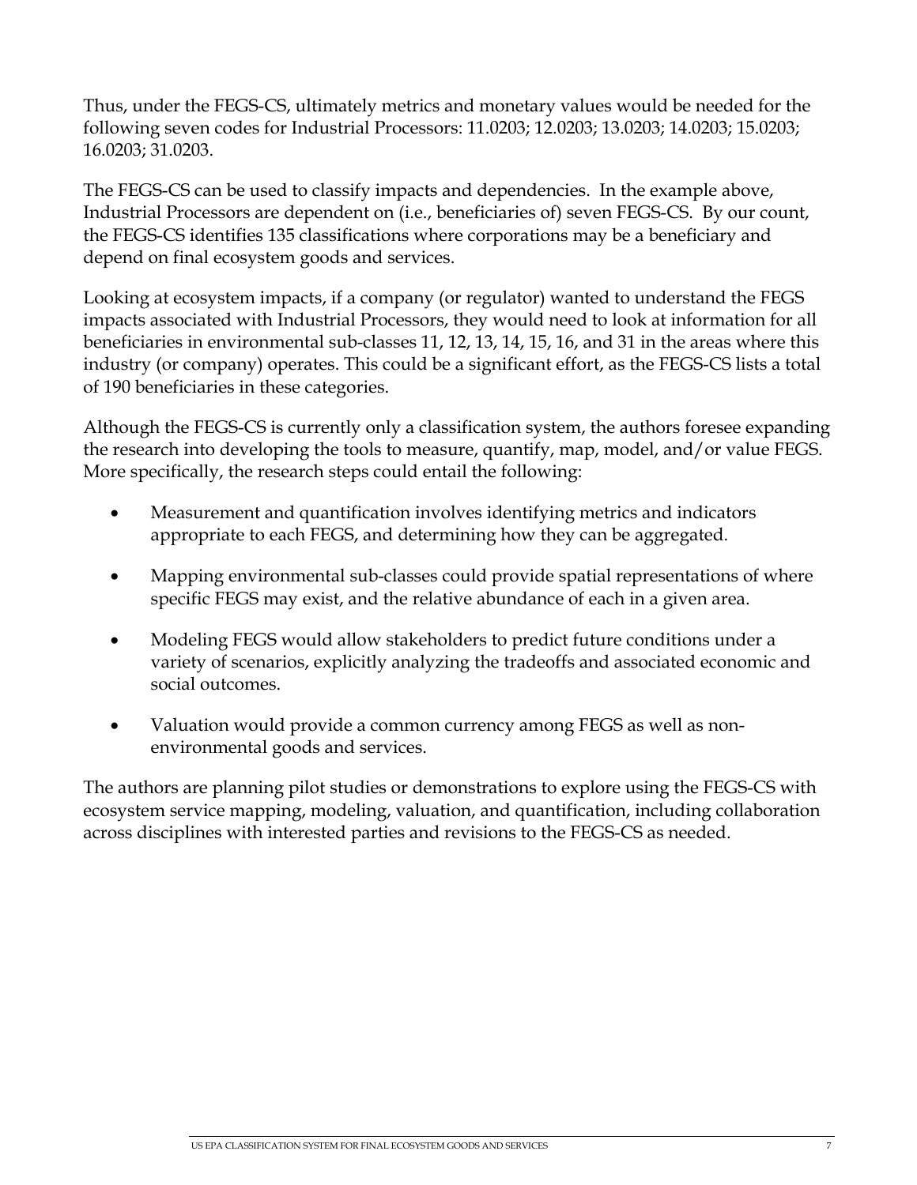Thus, under the FEGS-CS, ultimately metrics and monetary values would be needed for the following seven codes for Industrial Processors: 11.0203; 12.0203; 13.0203; 14.0203; 15.0203; 16.0203; 31.0203.

The FEGS-CS can be used to classify impacts and dependencies. In the example above, Industrial Processors are dependent on (i.e., beneficiaries of) seven FEGS-CS. By our count, the FEGS-CS identifies 135 classifications where corporations may be a beneficiary and depend on final ecosystem goods and services.

Looking at ecosystem impacts, if a company (or regulator) wanted to understand the FEGS impacts associated with Industrial Processors, they would need to look at information for all beneficiaries in environmental sub-classes 11, 12, 13, 14, 15, 16, and 31 in the areas where this industry (or company) operates. This could be a significant effort, as the FEGS-CS lists a total of 190 beneficiaries in these categories.

Although the FEGS-CS is currently only a classification system, the authors foresee expanding the research into developing the tools to measure, quantify, map, model, and/or value FEGS. More specifically, the research steps could entail the following:

- Measurement and quantification involves identifying metrics and indicators appropriate to each FEGS, and determining how they can be aggregated.
- Mapping environmental sub-classes could provide spatial representations of where specific FEGS may exist, and the relative abundance of each in a given area.
- Modeling FEGS would allow stakeholders to predict future conditions under a variety of scenarios, explicitly analyzing the tradeoffs and associated economic and social outcomes.
- Valuation would provide a common currency among FEGS as well as non-environmental goods and services.

The authors are planning pilot studies or demonstrations to explore using the FEGS-CS with ecosystem service mapping, modeling, valuation, and quantification, including collaboration across disciplines with interested parties and revisions to the FEGS-CS as needed.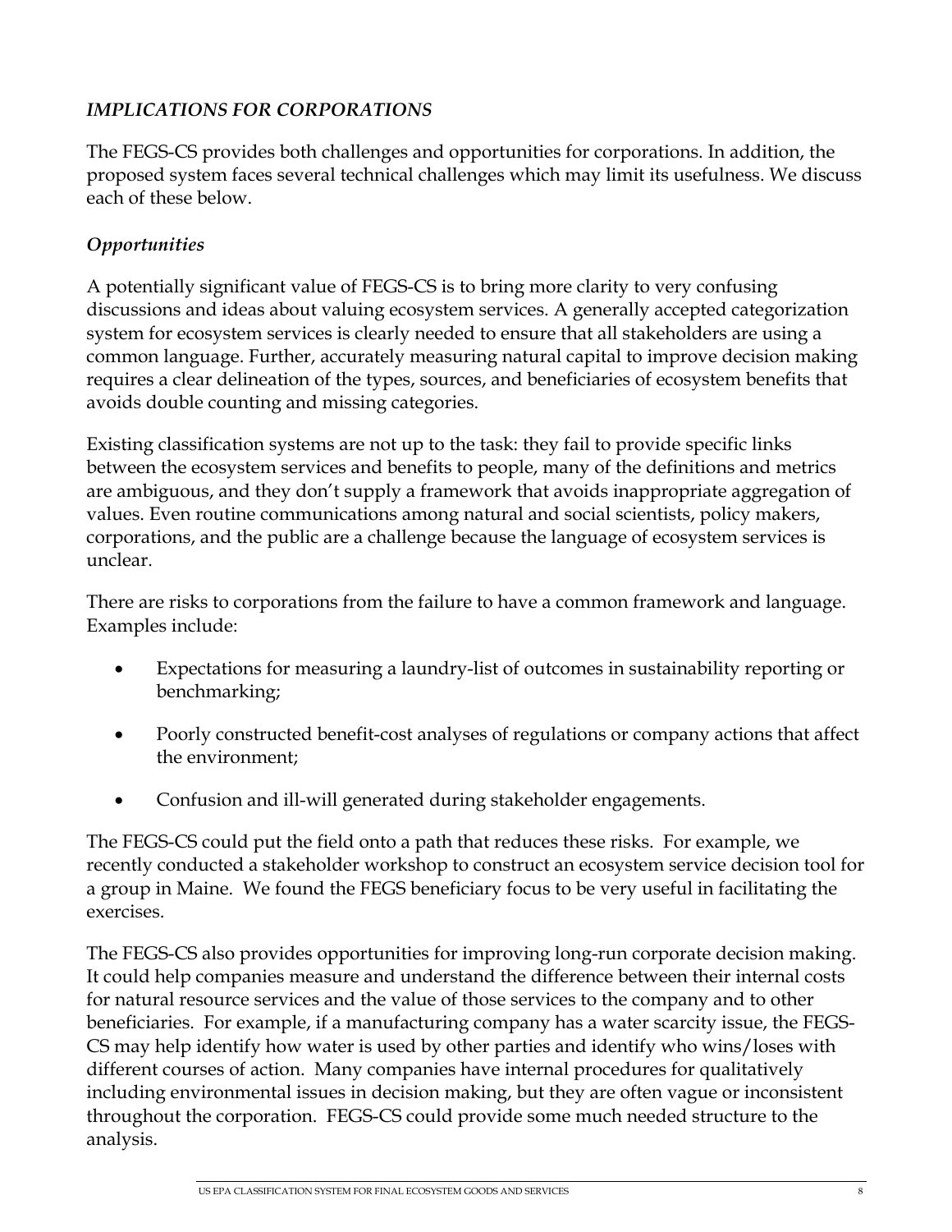### *IMPLICATIONS FOR CORPORATIONS*

The FEGS-CS provides both challenges and opportunities for corporations. In addition, the proposed system faces several technical challenges which may limit its usefulness. We discuss each of these below.

#### *Opportunities*

A potentially significant value of FEGS-CS is to bring more clarity to very confusing discussions and ideas about valuing ecosystem services. A generally accepted categorization system for ecosystem services is clearly needed to ensure that all stakeholders are using a common language. Further, accurately measuring natural capital to improve decision making requires a clear delineation of the types, sources, and beneficiaries of ecosystem benefits that avoids double counting and missing categories.

Existing classification systems are not up to the task: they fail to provide specific links between the ecosystem services and benefits to people, many of the definitions and metrics are ambiguous, and they don't supply a framework that avoids inappropriate aggregation of values. Even routine communications among natural and social scientists, policy makers, corporations, and the public are a challenge because the language of ecosystem services is unclear.

There are risks to corporations from the failure to have a common framework and language. Examples include:

- Expectations for measuring a laundry-list of outcomes in sustainability reporting or benchmarking;
- Poorly constructed benefit-cost analyses of regulations or company actions that affect the environment;
- Confusion and ill-will generated during stakeholder engagements.

The FEGS-CS could put the field onto a path that reduces these risks. For example, we recently conducted a stakeholder workshop to construct an ecosystem service decision tool for a group in Maine. We found the FEGS beneficiary focus to be very useful in facilitating the exercises.

The FEGS-CS also provides opportunities for improving long-run corporate decision making. It could help companies measure and understand the difference between their internal costs for natural resource services and the value of those services to the company and to other beneficiaries. For example, if a manufacturing company has a water scarcity issue, the FEGS-CS may help identify how water is used by other parties and identify who wins/loses with different courses of action. Many companies have internal procedures for qualitatively including environmental issues in decision making, but they are often vague or inconsistent throughout the corporation. FEGS-CS could provide some much needed structure to the analysis.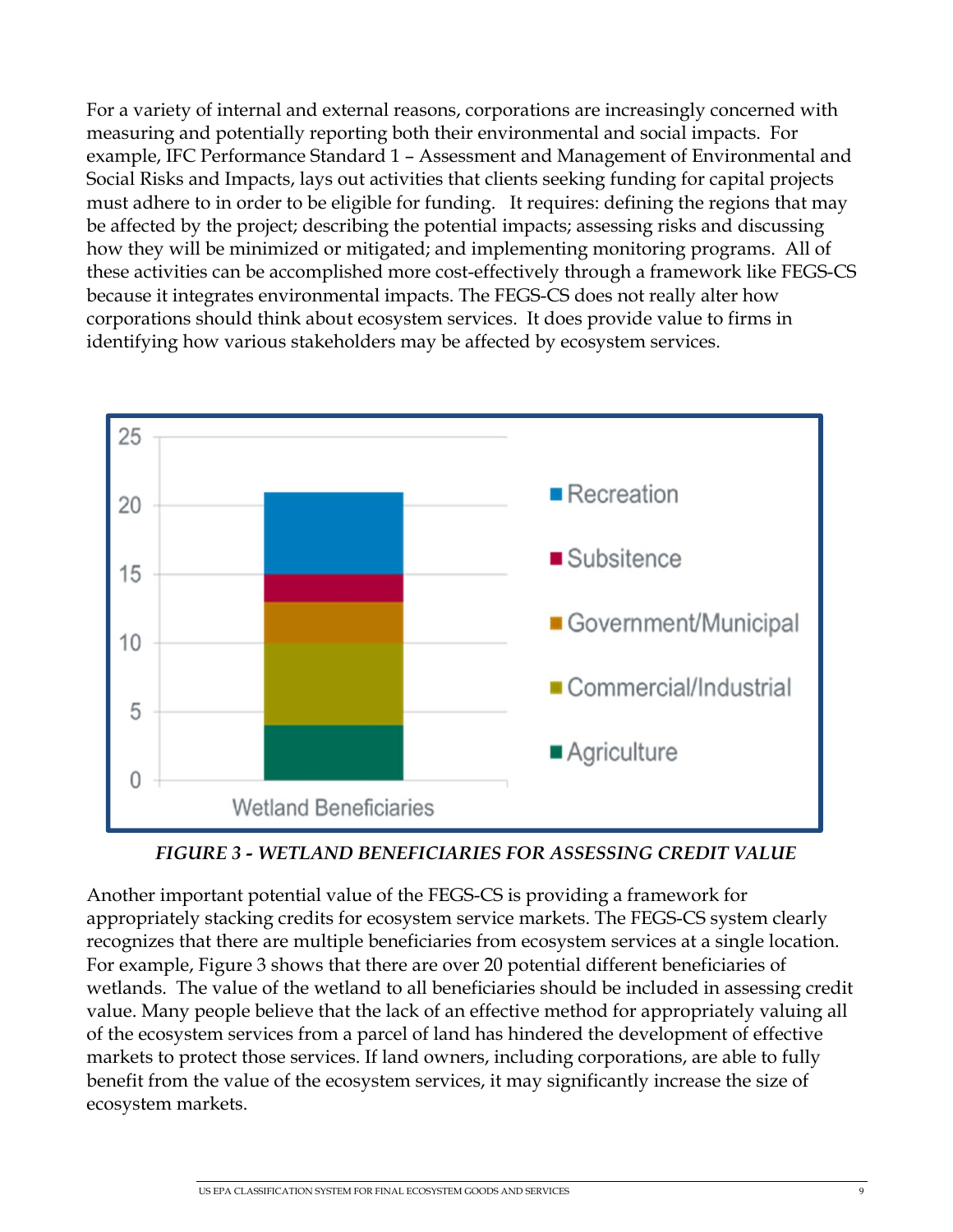For a variety of internal and external reasons, corporations are increasingly concerned with measuring and potentially reporting both their environmental and social impacts. For example, IFC Performance Standard 1 – Assessment and Management of Environmental and Social Risks and Impacts, lays out activities that clients seeking funding for capital projects must adhere to in order to be eligible for funding. It requires: defining the regions that may be affected by the project; describing the potential impacts; assessing risks and discussing how they will be minimized or mitigated; and implementing monitoring programs. All of these activities can be accomplished more cost-effectively through a framework like FEGS-CS because it integrates environmental impacts. The FEGS-CS does not really alter how corporations should think about ecosystem services. It does provide value to firms in identifying how various stakeholders may be affected by ecosystem services.

*FIGURE 3 - WETLAND BENEFICIARIES FOR ASSESSING CREDIT VALUE*

Another important potential value of the FEGS-CS is providing a framework for appropriately stacking credits for ecosystem service markets. The FEGS-CS system clearly recognizes that there are multiple beneficiaries from ecosystem services at a single location. For example, Figure 3 shows that there are over 20 potential different beneficiaries of wetlands. The value of the wetland to all beneficiaries should be included in assessing credit value. Many people believe that the lack of an effective method for appropriately valuing all of the ecosystem services from a parcel of land has hindered the development of effective markets to protect those services. If land owners, including corporations, are able to fully benefit from the value of the ecosystem services, it may significantly increase the size of ecosystem markets.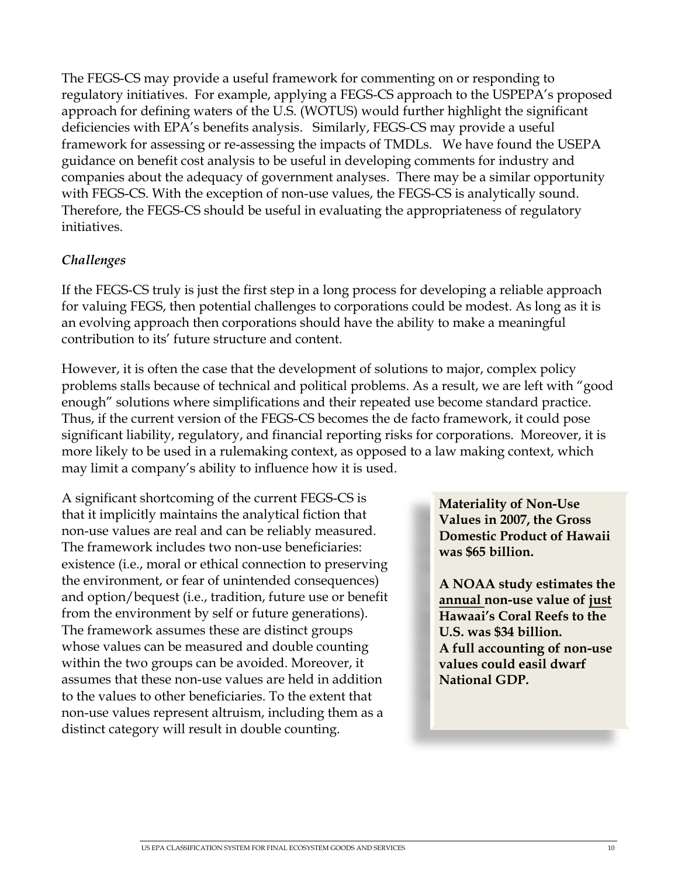The FEGS-CS may provide a useful framework for commenting on or responding to regulatory initiatives. For example, applying a FEGS-CS approach to the USPEPA's proposed approach for defining waters of the U.S. (WOTUS) would further highlight the significant deficiencies with EPA's benefits analysis. Similarly, FEGS-CS may provide a useful framework for assessing or re-assessing the impacts of TMDLs. We have found the USEPA guidance on benefit cost analysis to be useful in developing comments for industry and companies about the adequacy of government analyses. There may be a similar opportunity with FEGS-CS. With the exception of non-use values, the FEGS-CS is analytically sound. Therefore, the FEGS-CS should be useful in evaluating the appropriateness of regulatory initiatives.

*Challenges*

If the FEGS-CS truly is just the first step in a long process for developing a reliable approach for valuing FEGS, then potential challenges to corporations could be modest. As long as it is an evolving approach then corporations should have the ability to make a meaningful contribution to its' future structure and content.

However, it is often the case that the development of solutions to major, complex policy problems stalls because of technical and political problems. As a result, we are left with "good enough" solutions where simplifications and their repeated use become standard practice. Thus, if the current version of the FEGS-CS becomes the de facto framework, it could pose significant liability, regulatory, and financial reporting risks for corporations. Moreover, it is more likely to be used in a rulemaking context, as opposed to a law making context, which may limit a company's ability to influence how it is used.

A significant shortcoming of the current FEGS-CS is that it implicitly maintains the analytical fiction that non-use values are real and can be reliably measured. The framework includes two non-use beneficiaries: existence (i.e., moral or ethical connection to preserving the environment, or fear of unintended consequences) and option/bequest (i.e., tradition, future use or benefit from the environment by self or future generations). The framework assumes these are distinct groups whose values can be measured and double counting within the two groups can be avoided. Moreover, it assumes that these non-use values are held in addition to the values to other beneficiaries. To the extent that non-use values represent altruism, including them as a distinct category will result in double counting.

**Materiality of Non-Use Values in 2007, the Gross Domestic Product of Hawaii was $65 billion.**

**A NOAA study estimates the <u>annual</u> non-use value of <u>just</u> Hawaai's Coral Reefs to the U.S. was $34 billion.**
**A full accounting of non-use values could easil dwarf National GDP.**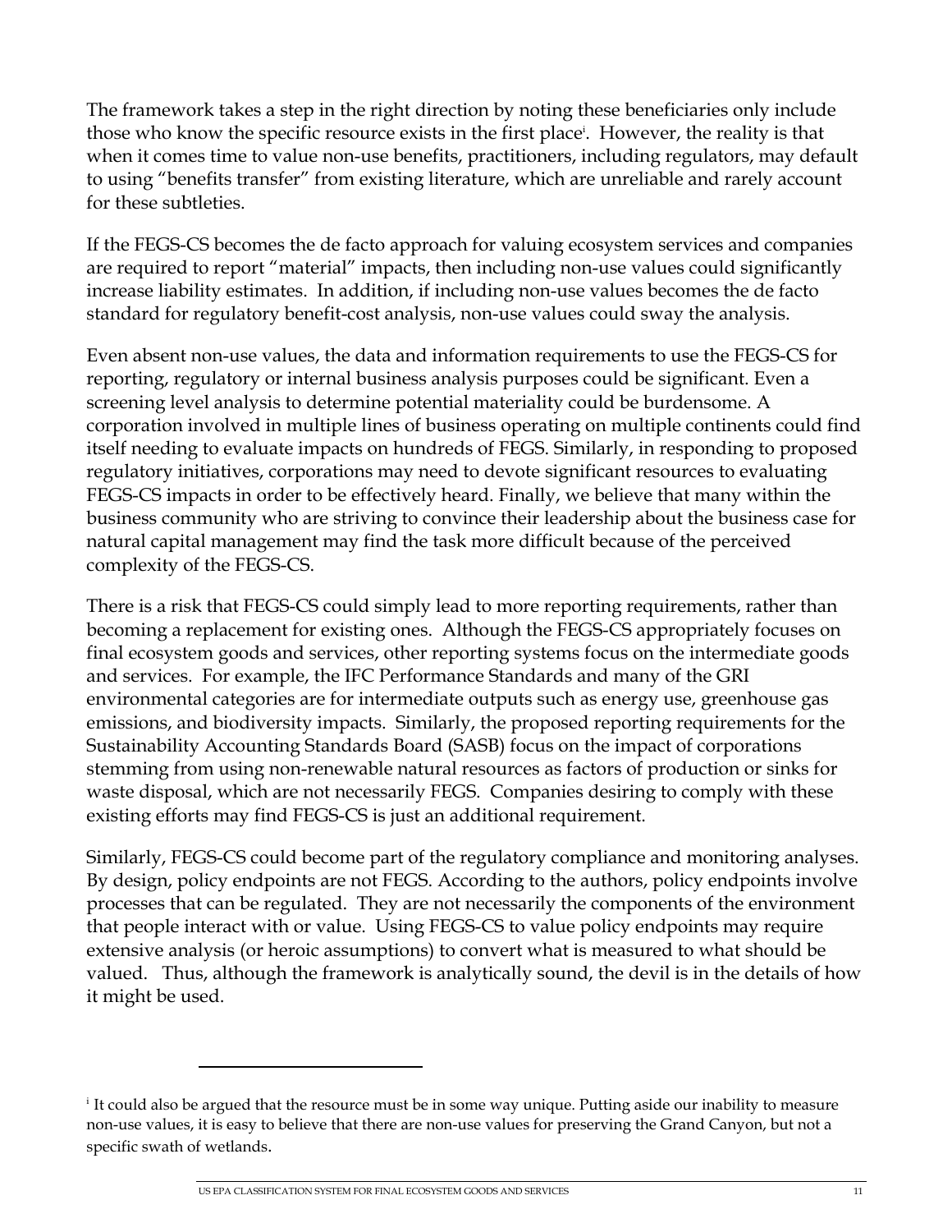The framework takes a step in the right direction by noting these beneficiaries only include those who know the specific resource exists in the first place[i]. However, the reality is that when it comes time to value non-use benefits, practitioners, including regulators, may default to using "benefits transfer" from existing literature, which are unreliable and rarely account for these subtleties.

If the FEGS-CS becomes the de facto approach for valuing ecosystem services and companies are required to report "material" impacts, then including non-use values could significantly increase liability estimates. In addition, if including non-use values becomes the de facto standard for regulatory benefit-cost analysis, non-use values could sway the analysis.

Even absent non-use values, the data and information requirements to use the FEGS-CS for reporting, regulatory or internal business analysis purposes could be significant. Even a screening level analysis to determine potential materiality could be burdensome. A corporation involved in multiple lines of business operating on multiple continents could find itself needing to evaluate impacts on hundreds of FEGS. Similarly, in responding to proposed regulatory initiatives, corporations may need to devote significant resources to evaluating FEGS-CS impacts in order to be effectively heard. Finally, we believe that many within the business community who are striving to convince their leadership about the business case for natural capital management may find the task more difficult because of the perceived complexity of the FEGS-CS.

There is a risk that FEGS-CS could simply lead to more reporting requirements, rather than becoming a replacement for existing ones. Although the FEGS-CS appropriately focuses on final ecosystem goods and services, other reporting systems focus on the intermediate goods and services. For example, the IFC Performance Standards and many of the GRI environmental categories are for intermediate outputs such as energy use, greenhouse gas emissions, and biodiversity impacts. Similarly, the proposed reporting requirements for the Sustainability Accounting Standards Board (SASB) focus on the impact of corporations stemming from using non-renewable natural resources as factors of production or sinks for waste disposal, which are not necessarily FEGS. Companies desiring to comply with these existing efforts may find FEGS-CS is just an additional requirement.

Similarly, FEGS-CS could become part of the regulatory compliance and monitoring analyses. By design, policy endpoints are not FEGS. According to the authors, policy endpoints involve processes that can be regulated. They are not necessarily the components of the environment that people interact with or value. Using FEGS-CS to value policy endpoints may require extensive analysis (or heroic assumptions) to convert what is measured to what should be valued. Thus, although the framework is analytically sound, the devil is in the details of how it might be used.

---

[i] It could also be argued that the resource must be in some way unique. Putting aside our inability to measure non-use values, it is easy to believe that there are non-use values for preserving the Grand Canyon, but not a specific swath of wetlands.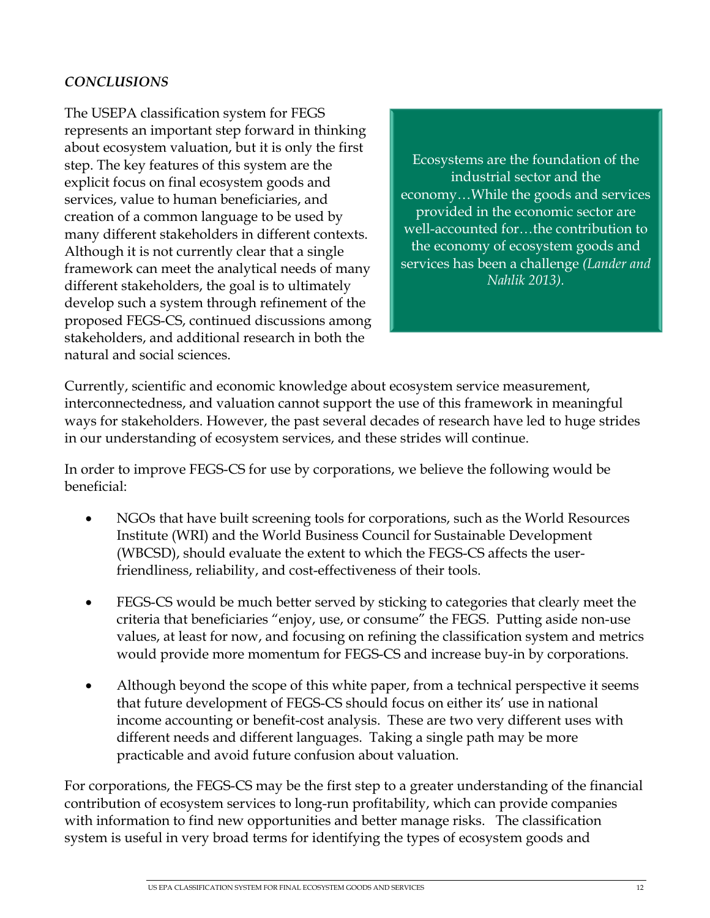*CONCLUSIONS*

The USEPA classification system for FEGS represents an important step forward in thinking about ecosystem valuation, but it is only the first step. The key features of this system are the explicit focus on final ecosystem goods and services, value to human beneficiaries, and creation of a common language to be used by many different stakeholders in different contexts. Although it is not currently clear that a single framework can meet the analytical needs of many different stakeholders, the goal is to ultimately develop such a system through refinement of the proposed FEGS-CS, continued discussions among stakeholders, and additional research in both the natural and social sciences.

> Ecosystems are the foundation of the industrial sector and the economy…While the goods and services provided in the economic sector are well-accounted for…the contribution to the economy of ecosystem goods and services has been a challenge *(Lander and Nahlik 2013).*

Currently, scientific and economic knowledge about ecosystem service measurement, interconnectedness, and valuation cannot support the use of this framework in meaningful ways for stakeholders. However, the past several decades of research have led to huge strides in our understanding of ecosystem services, and these strides will continue.

In order to improve FEGS-CS for use by corporations, we believe the following would be beneficial:

- NGOs that have built screening tools for corporations, such as the World Resources Institute (WRI) and the World Business Council for Sustainable Development (WBCSD), should evaluate the extent to which the FEGS-CS affects the user-friendliness, reliability, and cost-effectiveness of their tools.
- FEGS-CS would be much better served by sticking to categories that clearly meet the criteria that beneficiaries "enjoy, use, or consume" the FEGS. Putting aside non-use values, at least for now, and focusing on refining the classification system and metrics would provide more momentum for FEGS-CS and increase buy-in by corporations.
- Although beyond the scope of this white paper, from a technical perspective it seems that future development of FEGS-CS should focus on either its' use in national income accounting or benefit-cost analysis. These are two very different uses with different needs and different languages. Taking a single path may be more practicable and avoid future confusion about valuation.

For corporations, the FEGS-CS may be the first step to a greater understanding of the financial contribution of ecosystem services to long-run profitability, which can provide companies with information to find new opportunities and better manage risks. The classification system is useful in very broad terms for identifying the types of ecosystem goods and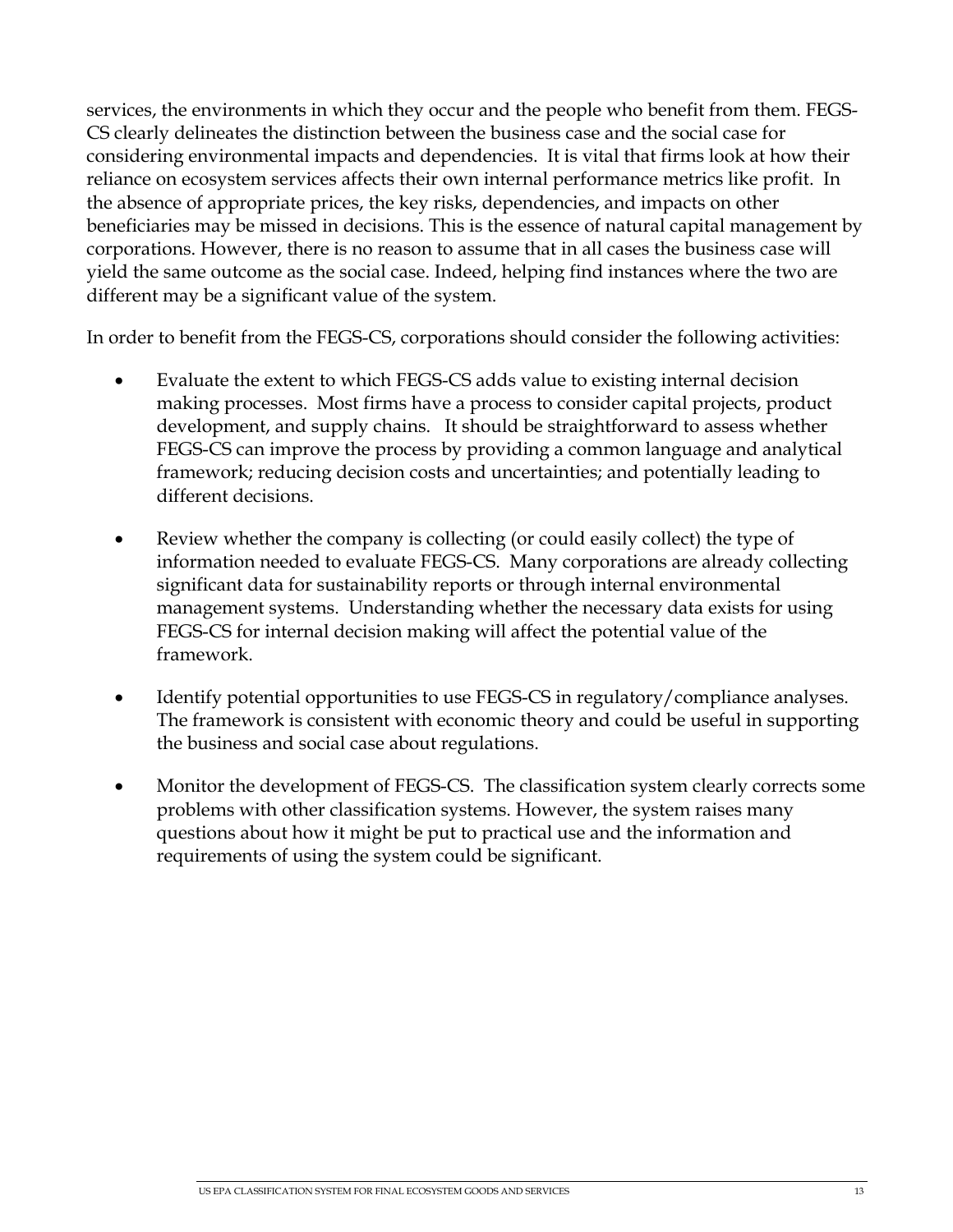services, the environments in which they occur and the people who benefit from them. FEGS-CS clearly delineates the distinction between the business case and the social case for considering environmental impacts and dependencies. It is vital that firms look at how their reliance on ecosystem services affects their own internal performance metrics like profit. In the absence of appropriate prices, the key risks, dependencies, and impacts on other beneficiaries may be missed in decisions. This is the essence of natural capital management by corporations. However, there is no reason to assume that in all cases the business case will yield the same outcome as the social case. Indeed, helping find instances where the two are different may be a significant value of the system.

In order to benefit from the FEGS-CS, corporations should consider the following activities:

- Evaluate the extent to which FEGS-CS adds value to existing internal decision making processes. Most firms have a process to consider capital projects, product development, and supply chains. It should be straightforward to assess whether FEGS-CS can improve the process by providing a common language and analytical framework; reducing decision costs and uncertainties; and potentially leading to different decisions.

- Review whether the company is collecting (or could easily collect) the type of information needed to evaluate FEGS-CS. Many corporations are already collecting significant data for sustainability reports or through internal environmental management systems. Understanding whether the necessary data exists for using FEGS-CS for internal decision making will affect the potential value of the framework.

- Identify potential opportunities to use FEGS-CS in regulatory/compliance analyses. The framework is consistent with economic theory and could be useful in supporting the business and social case about regulations.

- Monitor the development of FEGS-CS. The classification system clearly corrects some problems with other classification systems. However, the system raises many questions about how it might be put to practical use and the information and requirements of using the system could be significant.